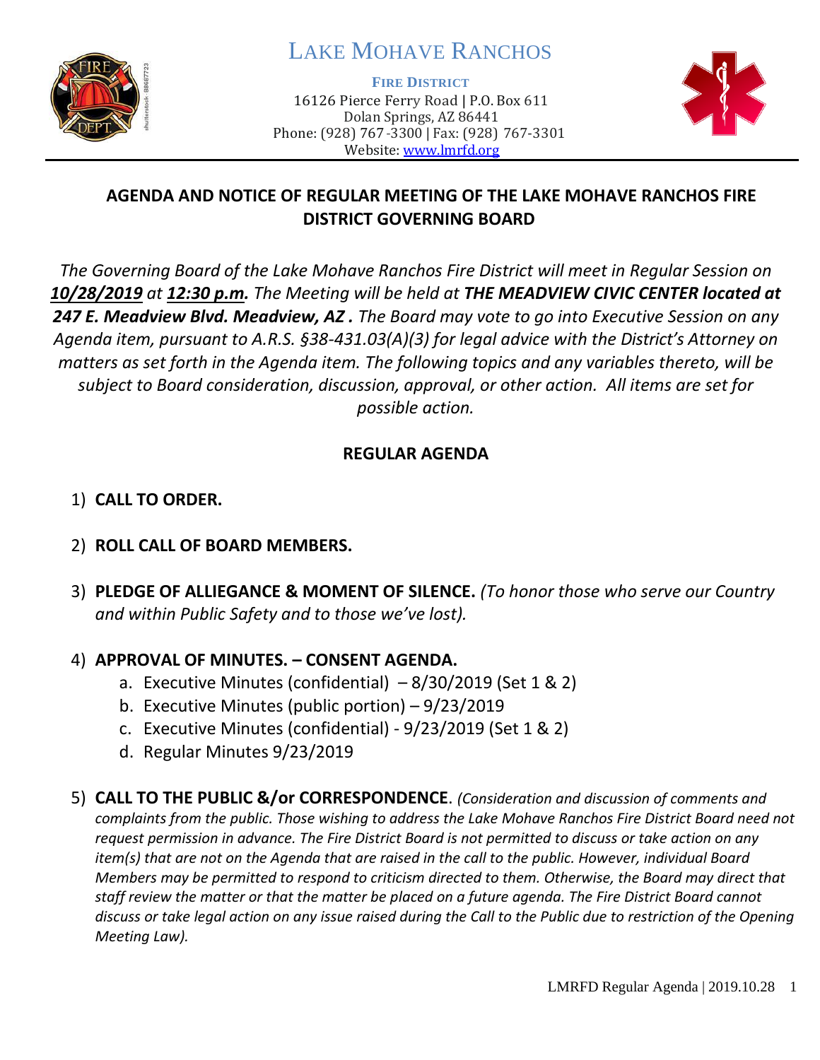# LAKE MOHAVE RANCHOS

**FIRE DISTRICT**

16126 Pierce Ferry Road | P.O. Box 611
Dolan Springs, AZ 86441
Phone: (928) 767-3300 | Fax: (928) 767-3301
Website: www.lmrfd.org

## AGENDA AND NOTICE OF REGULAR MEETING OF THE LAKE MOHAVE RANCHOS FIRE DISTRICT GOVERNING BOARD

*The Governing Board of the Lake Mohave Ranchos Fire District will meet in Regular Session on **10/28/2019** at **12:30 p.m.** The Meeting will be held at **THE MEADVIEW CIVIC CENTER located at 247 E. Meadview Blvd. Meadview, AZ .** The Board may vote to go into Executive Session on any Agenda item, pursuant to A.R.S. §38-431.03(A)(3) for legal advice with the District's Attorney on matters as set forth in the Agenda item. The following topics and any variables thereto, will be subject to Board consideration, discussion, approval, or other action. All items are set for possible action.*

## REGULAR AGENDA

1) **CALL TO ORDER.**

2) **ROLL CALL OF BOARD MEMBERS.**

3) **PLEDGE OF ALLIEGANCE & MOMENT OF SILENCE.** *(To honor those who serve our Country and within Public Safety and to those we've lost).*

4) **APPROVAL OF MINUTES. – CONSENT AGENDA.**
   a. Executive Minutes (confidential) – 8/30/2019 (Set 1 & 2)
   b. Executive Minutes (public portion) – 9/23/2019
   c. Executive Minutes (confidential) - 9/23/2019 (Set 1 & 2)
   d. Regular Minutes 9/23/2019

5) **CALL TO THE PUBLIC &/or CORRESPONDENCE**. *(Consideration and discussion of comments and complaints from the public. Those wishing to address the Lake Mohave Ranchos Fire District Board need not request permission in advance. The Fire District Board is not permitted to discuss or take action on any item(s) that are not on the Agenda that are raised in the call to the public. However, individual Board Members may be permitted to respond to criticism directed to them. Otherwise, the Board may direct that staff review the matter or that the matter be placed on a future agenda. The Fire District Board cannot discuss or take legal action on any issue raised during the Call to the Public due to restriction of the Opening Meeting Law).*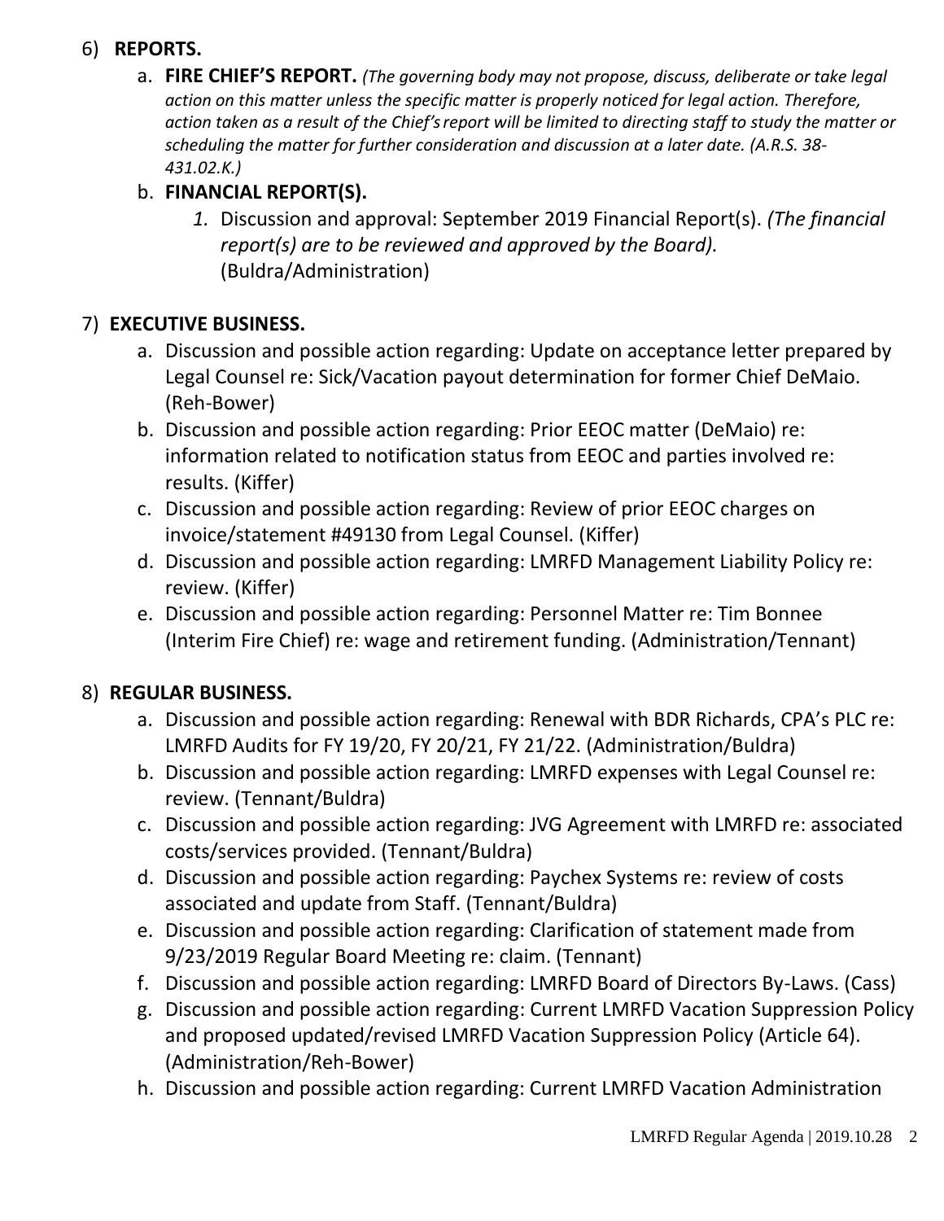6) **REPORTS.**

   a. **FIRE CHIEF'S REPORT.** *(The governing body may not propose, discuss, deliberate or take legal action on this matter unless the specific matter is properly noticed for legal action. Therefore, action taken as a result of the Chief's report will be limited to directing staff to study the matter or scheduling the matter for further consideration and discussion at a later date. (A.R.S. 38-431.02.K.)*

   b. **FINANCIAL REPORT(S).**

      *1.* Discussion and approval: September 2019 Financial Report(s). *(The financial report(s) are to be reviewed and approved by the Board).* (Buldra/Administration)

7) **EXECUTIVE BUSINESS.**

   a. Discussion and possible action regarding: Update on acceptance letter prepared by Legal Counsel re: Sick/Vacation payout determination for former Chief DeMaio. (Reh-Bower)

   b. Discussion and possible action regarding: Prior EEOC matter (DeMaio) re: information related to notification status from EEOC and parties involved re: results. (Kiffer)

   c. Discussion and possible action regarding: Review of prior EEOC charges on invoice/statement #49130 from Legal Counsel. (Kiffer)

   d. Discussion and possible action regarding: LMRFD Management Liability Policy re: review. (Kiffer)

   e. Discussion and possible action regarding: Personnel Matter re: Tim Bonnee (Interim Fire Chief) re: wage and retirement funding. (Administration/Tennant)

8) **REGULAR BUSINESS.**

   a. Discussion and possible action regarding: Renewal with BDR Richards, CPA's PLC re: LMRFD Audits for FY 19/20, FY 20/21, FY 21/22. (Administration/Buldra)

   b. Discussion and possible action regarding: LMRFD expenses with Legal Counsel re: review. (Tennant/Buldra)

   c. Discussion and possible action regarding: JVG Agreement with LMRFD re: associated costs/services provided. (Tennant/Buldra)

   d. Discussion and possible action regarding: Paychex Systems re: review of costs associated and update from Staff. (Tennant/Buldra)

   e. Discussion and possible action regarding: Clarification of statement made from 9/23/2019 Regular Board Meeting re: claim. (Tennant)

   f. Discussion and possible action regarding: LMRFD Board of Directors By-Laws. (Cass)

   g. Discussion and possible action regarding: Current LMRFD Vacation Suppression Policy and proposed updated/revised LMRFD Vacation Suppression Policy (Article 64). (Administration/Reh-Bower)

   h. Discussion and possible action regarding: Current LMRFD Vacation Administration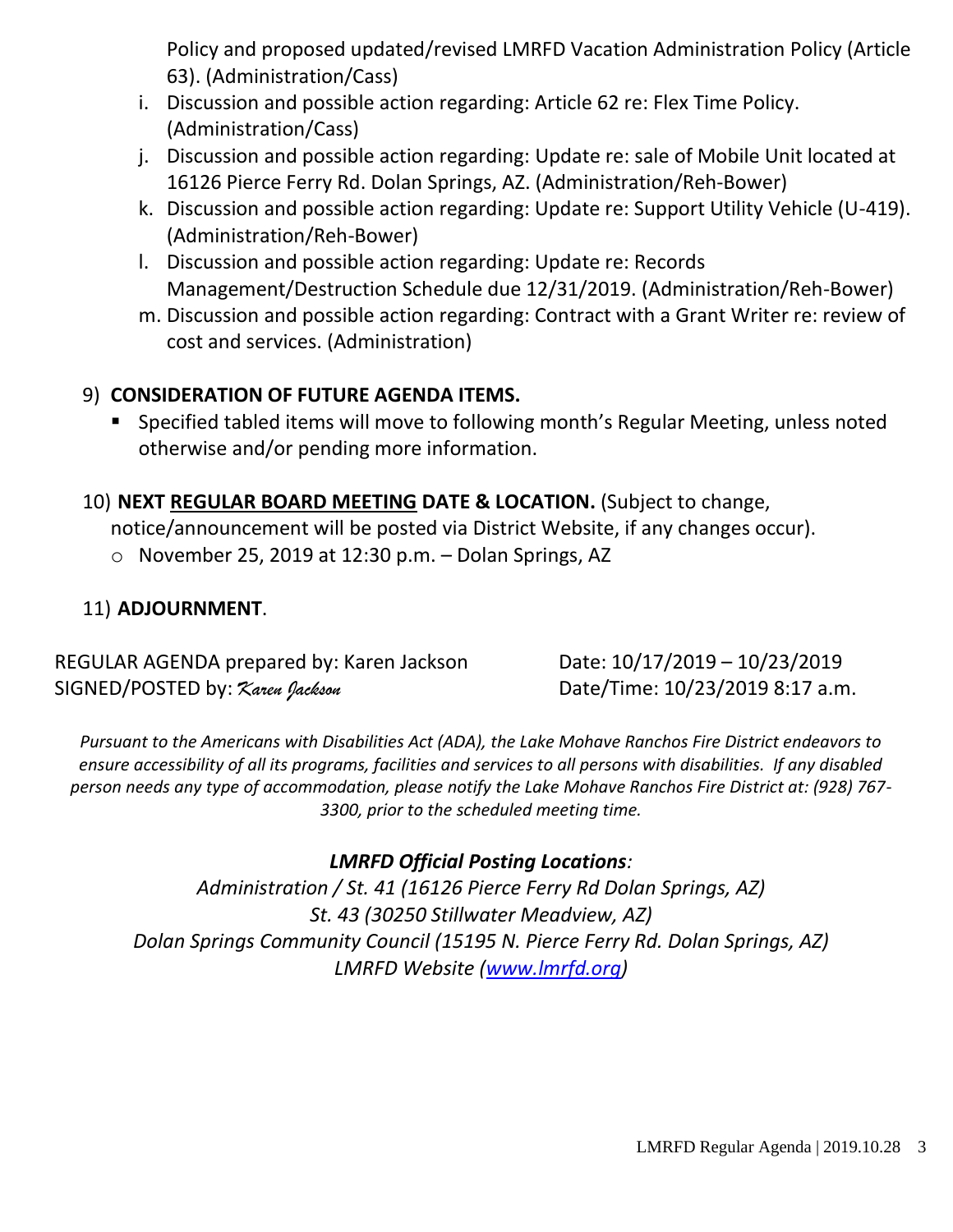Policy and proposed updated/revised LMRFD Vacation Administration Policy (Article 63). (Administration/Cass)

i. Discussion and possible action regarding: Article 62 re: Flex Time Policy. (Administration/Cass)
j. Discussion and possible action regarding: Update re: sale of Mobile Unit located at 16126 Pierce Ferry Rd. Dolan Springs, AZ. (Administration/Reh-Bower)
k. Discussion and possible action regarding: Update re: Support Utility Vehicle (U-419). (Administration/Reh-Bower)
l. Discussion and possible action regarding: Update re: Records Management/Destruction Schedule due 12/31/2019. (Administration/Reh-Bower)
m. Discussion and possible action regarding: Contract with a Grant Writer re: review of cost and services. (Administration)

9) **CONSIDERATION OF FUTURE AGENDA ITEMS.**

- Specified tabled items will move to following month's Regular Meeting, unless noted otherwise and/or pending more information.

10) **NEXT REGULAR BOARD MEETING DATE & LOCATION.** (Subject to change, notice/announcement will be posted via District Website, if any changes occur).

- November 25, 2019 at 12:30 p.m. – Dolan Springs, AZ

11) **ADJOURNMENT**.

REGULAR AGENDA prepared by: Karen Jackson Date: 10/17/2019 – 10/23/2019
SIGNED/POSTED by: *Karen Jackson* Date/Time: 10/23/2019 8:17 a.m.

*Pursuant to the Americans with Disabilities Act (ADA), the Lake Mohave Ranchos Fire District endeavors to ensure accessibility of all its programs, facilities and services to all persons with disabilities. If any disabled person needs any type of accommodation, please notify the Lake Mohave Ranchos Fire District at: (928) 767-3300, prior to the scheduled meeting time.*

***LMRFD Official Posting Locations:***
*Administration / St. 41 (16126 Pierce Ferry Rd Dolan Springs, AZ)*
*St. 43 (30250 Stillwater Meadview, AZ)*
*Dolan Springs Community Council (15195 N. Pierce Ferry Rd. Dolan Springs, AZ)*
*LMRFD Website (www.lmrfd.org)*